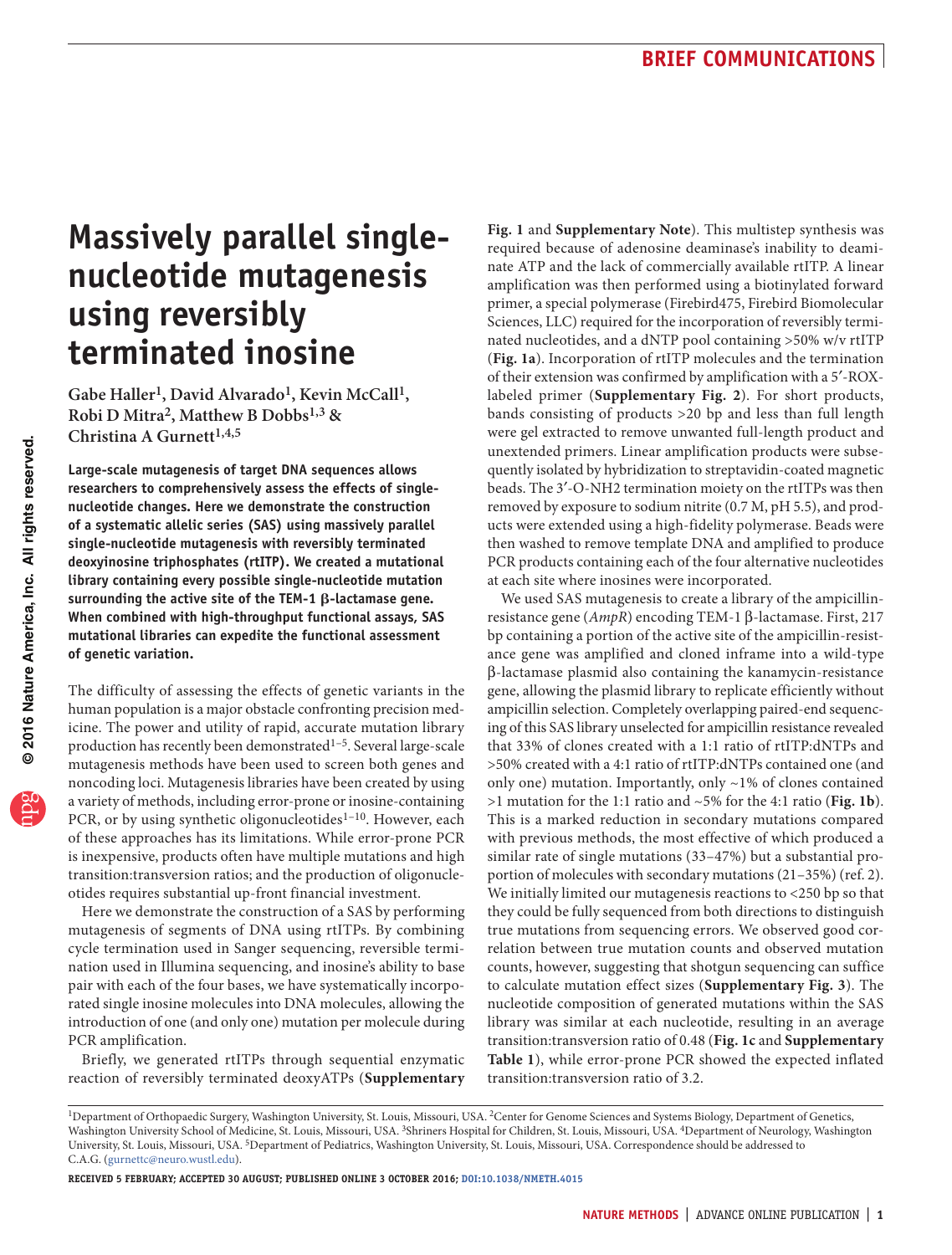# Massively parallel single-nucleotide mutagenesis using reversibly terminated inosine

**Gabe Haller[1], David Alvarado[1], Kevin McCall[1], Robi D Mitra[2], Matthew B Dobbs[1,3] & Christina A Gurnett[1,4,5]**

**Large-scale mutagenesis of target DNA sequences allows researchers to comprehensively assess the effects of single-nucleotide changes. Here we demonstrate the construction of a systematic allelic series (SAS) using massively parallel single-nucleotide mutagenesis with reversibly terminated deoxyinosine triphosphates (rtITP). We created a mutational library containing every possible single-nucleotide mutation surrounding the active site of the TEM-1 β-lactamase gene. When combined with high-throughput functional assays, SAS mutational libraries can expedite the functional assessment of genetic variation.**

The difficulty of assessing the effects of genetic variants in the human population is a major obstacle confronting precision medicine. The power and utility of rapid, accurate mutation library production has recently been demonstrated[1–5]. Several large-scale mutagenesis methods have been used to screen both genes and noncoding loci. Mutagenesis libraries have been created by using a variety of methods, including error-prone or inosine-containing PCR, or by using synthetic oligonucleotides[1–10]. However, each of these approaches has its limitations. While error-prone PCR is inexpensive, products often have multiple mutations and high transition:transversion ratios; and the production of oligonucleotides requires substantial up-front financial investment.

Here we demonstrate the construction of a SAS by performing mutagenesis of segments of DNA using rtITPs. By combining cycle termination used in Sanger sequencing, reversible termination used in Illumina sequencing, and inosine's ability to base pair with each of the four bases, we have systematically incorporated single inosine molecules into DNA molecules, allowing the introduction of one (and only one) mutation per molecule during PCR amplification.

Briefly, we generated rtITPs through sequential enzymatic reaction of reversibly terminated deoxyATPs (**Supplementary Fig. 1** and **Supplementary Note**). This multistep synthesis was required because of adenosine deaminase's inability to deaminate ATP and the lack of commercially available rtITP. A linear amplification was then performed using a biotinylated forward primer, a special polymerase (Firebird475, Firebird Biomolecular Sciences, LLC) required for the incorporation of reversibly terminated nucleotides, and a dNTP pool containing >50% w/v rtITP (**Fig. 1a**). Incorporation of rtITP molecules and the termination of their extension was confirmed by amplification with a 5′-ROX-labeled primer (**Supplementary Fig. 2**). For short products, bands consisting of products >20 bp and less than full length were gel extracted to remove unwanted full-length product and unextended primers. Linear amplification products were subsequently isolated by hybridization to streptavidin-coated magnetic beads. The 3′-O-NH2 termination moiety on the rtITPs was then removed by exposure to sodium nitrite (0.7 M, pH 5.5), and products were extended using a high-fidelity polymerase. Beads were then washed to remove template DNA and amplified to produce PCR products containing each of the four alternative nucleotides at each site where inosines were incorporated.

We used SAS mutagenesis to create a library of the ampicillin-resistance gene (*AmpR*) encoding TEM-1 β-lactamase. First, 217 bp containing a portion of the active site of the ampicillin-resistance gene was amplified and cloned inframe into a wild-type β-lactamase plasmid also containing the kanamycin-resistance gene, allowing the plasmid library to replicate efficiently without ampicillin selection. Completely overlapping paired-end sequencing of this SAS library unselected for ampicillin resistance revealed that 33% of clones created with a 1:1 ratio of rtITP:dNTPs and >50% created with a 4:1 ratio of rtITP:dNTPs contained one (and only one) mutation. Importantly, only ~1% of clones contained >1 mutation for the 1:1 ratio and ~5% for the 4:1 ratio (**Fig. 1b**). This is a marked reduction in secondary mutations compared with previous methods, the most effective of which produced a similar rate of single mutations (33–47%) but a substantial proportion of molecules with secondary mutations (21–35%) (ref. 2). We initially limited our mutagenesis reactions to <250 bp so that they could be fully sequenced from both directions to distinguish true mutations from sequencing errors. We observed good correlation between true mutation counts and observed mutation counts, however, suggesting that shotgun sequencing can suffice to calculate mutation effect sizes (**Supplementary Fig. 3**). The nucleotide composition of generated mutations within the SAS library was similar at each nucleotide, resulting in an average transition:transversion ratio of 0.48 (**Fig. 1c** and **Supplementary Table 1**), while error-prone PCR showed the expected inflated transition:transversion ratio of 3.2.

[1]Department of Orthopaedic Surgery, Washington University, St. Louis, Missouri, USA. [2]Center for Genome Sciences and Systems Biology, Department of Genetics, Washington University School of Medicine, St. Louis, Missouri, USA. [3]Shriners Hospital for Children, St. Louis, Missouri, USA. [4]Department of Neurology, Washington University, St. Louis, Missouri, USA. [5]Department of Pediatrics, Washington University, St. Louis, Missouri, USA. Correspondence should be addressed to C.A.G. (gurnettc@neuro.wustl.edu).

RECEIVED 5 FEBRUARY; ACCEPTED 30 AUGUST; PUBLISHED ONLINE 3 OCTOBER 2016; DOI:10.1038/NMETH.4015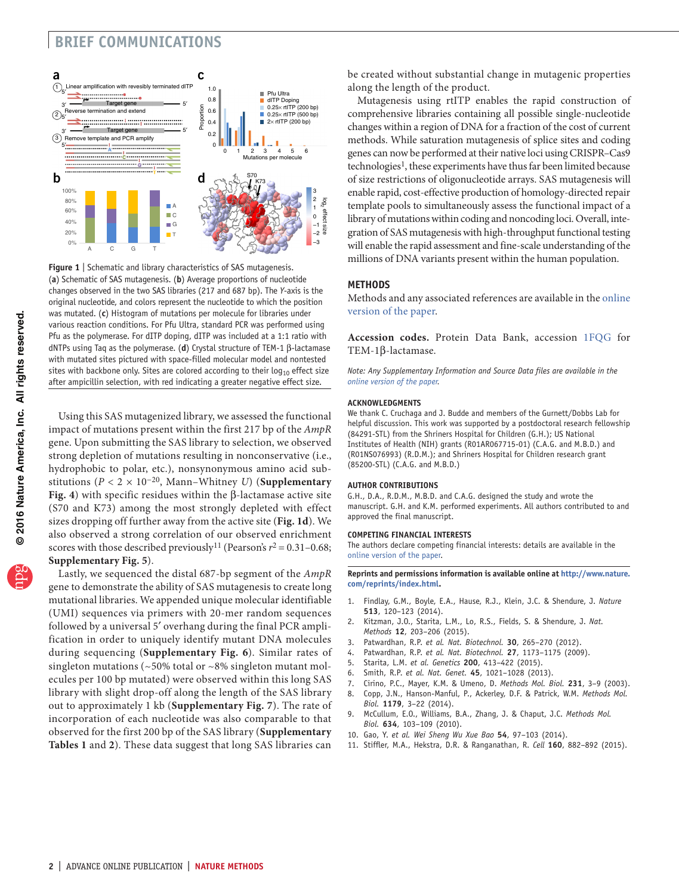**Figure 1 | Schematic and library characteristics of SAS mutagenesis.** (**a**) Schematic of SAS mutagenesis. (**b**) Average proportions of nucleotide changes observed in the two SAS libraries (217 and 687 bp). The *Y*-axis is the original nucleotide, and colors represent the nucleotide to which the position was mutated. (**c**) Histogram of mutations per molecule for libraries under various reaction conditions. For Pfu Ultra, standard PCR was performed using Pfu as the polymerase. For dITP doping, dITP was included at a 1:1 ratio with dNTPs using Taq as the polymerase. (**d**) Crystal structure of TEM-1 β-lactamase with mutated sites pictured with space-filled molecular model and nontested sites with backbone only. Sites are colored according to their $\log_{10}$ effect size after ampicillin selection, with red indicating a greater negative effect size.

Using this SAS mutagenized library, we assessed the functional impact of mutations present within the first 217 bp of the *AmpR* gene. Upon submitting the SAS library to selection, we observed strong depletion of mutations resulting in nonconservative (i.e., hydrophobic to polar, etc.), nonsynonymous amino acid substitutions ($P < 2 \times 10^{-20}$, Mann–Whitney *U*) (**Supplementary Fig. 4**) with specific residues within the β-lactamase active site (S70 and K73) among the most strongly depleted with effect sizes dropping off further away from the active site (**Fig. 1d**). We also observed a strong correlation of our observed enrichment scores with those described previously[11] (Pearson's $r^2 = 0.31$–$0.68$; **Supplementary Fig. 5**).

Lastly, we sequenced the distal 687-bp segment of the *AmpR* gene to demonstrate the ability of SAS mutagenesis to create long mutational libraries. We appended unique molecular identifiable (UMI) sequences via primers with 20-mer random sequences followed by a universal 5′ overhang during the final PCR amplification in order to uniquely identify mutant DNA molecules during sequencing (**Supplementary Fig. 6**). Similar rates of singleton mutations (~50% total or ~8% singleton mutant molecules per 100 bp mutated) were observed within this long SAS library with slight drop-off along the length of the SAS library out to approximately 1 kb (**Supplementary Fig. 7**). The rate of incorporation of each nucleotide was also comparable to that observed for the first 200 bp of the SAS library (**Supplementary Tables 1** and **2**). These data suggest that long SAS libraries can be created without substantial change in mutagenic properties along the length of the product.

Mutagenesis using rtITP enables the rapid construction of comprehensive libraries containing all possible single-nucleotide changes within a region of DNA for a fraction of the cost of current methods. While saturation mutagenesis of splice sites and coding genes can now be performed at their native loci using CRISPR–Cas9 technologies[1], these experiments have thus far been limited because of size restrictions of oligonucleotide arrays. SAS mutagenesis will enable rapid, cost-effective production of homology-directed repair template pools to simultaneously assess the functional impact of a library of mutations within coding and noncoding loci. Overall, integration of SAS mutagenesis with high-throughput functional testing will enable the rapid assessment and fine-scale understanding of the millions of DNA variants present within the human population.

## METHODS

Methods and any associated references are available in the online version of the paper.

**Accession codes.** Protein Data Bank, accession 1FQG for TEM-1β-lactamase.

*Note: Any Supplementary Information and Source Data files are available in the online version of the paper.*

### ACKNOWLEDGMENTS

We thank C. Cruchaga and J. Budde and members of the Gurnett/Dobbs Lab for helpful discussion. This work was supported by a postdoctoral research fellowship (84291-STL) from the Shriners Hospital for Children (G.H.); US National Institutes of Health (NIH) grants (R01AR067715-01) (C.A.G. and M.B.D.) and (R01NS076993) (R.D.M.); and Shriners Hospital for Children research grant (85200-STL) (C.A.G. and M.B.D.)

### AUTHOR CONTRIBUTIONS

G.H., D.A., R.D.M., M.B.D. and C.A.G. designed the study and wrote the manuscript. G.H. and K.M. performed experiments. All authors contributed to and approved the final manuscript.

### COMPETING FINANCIAL INTERESTS

The authors declare competing financial interests: details are available in the online version of the paper.

**Reprints and permissions information is available online at http://www.nature.com/reprints/index.html.**

1. Findlay, G.M., Boyle, E.A., Hause, R.J., Klein, J.C. & Shendure, J. *Nature* **513**, 120–123 (2014).
2. Kitzman, J.O., Starita, L.M., Lo, R.S., Fields, S. & Shendure, J. *Nat. Methods* **12**, 203–206 (2015).
3. Patwardhan, R.P. *et al. Nat. Biotechnol.* **30**, 265–270 (2012).
4. Patwardhan, R.P. *et al. Nat. Biotechnol.* **27**, 1173–1175 (2009).
5. Starita, L.M. *et al. Genetics* **200**, 413–422 (2015).
6. Smith, R.P. *et al. Nat. Genet.* **45**, 1021–1028 (2013).
7. Cirino, P.C., Mayer, K.M. & Umeno, D. *Methods Mol. Biol.* **231**, 3–9 (2003).
8. Copp, J.N., Hanson-Manful, P., Ackerley, D.F. & Patrick, W.M. *Methods Mol. Biol.* **1179**, 3–22 (2014).
9. McCullum, E.O., Williams, B.A., Zhang, J. & Chaput, J.C. *Methods Mol. Biol.* **634**, 103–109 (2010).
10. Gao, Y. *et al. Wei Sheng Wu Xue Bao* **54**, 97–103 (2014).
11. Stiffler, M.A., Hekstra, D.R. & Ranganathan, R. *Cell* **160**, 882–892 (2015).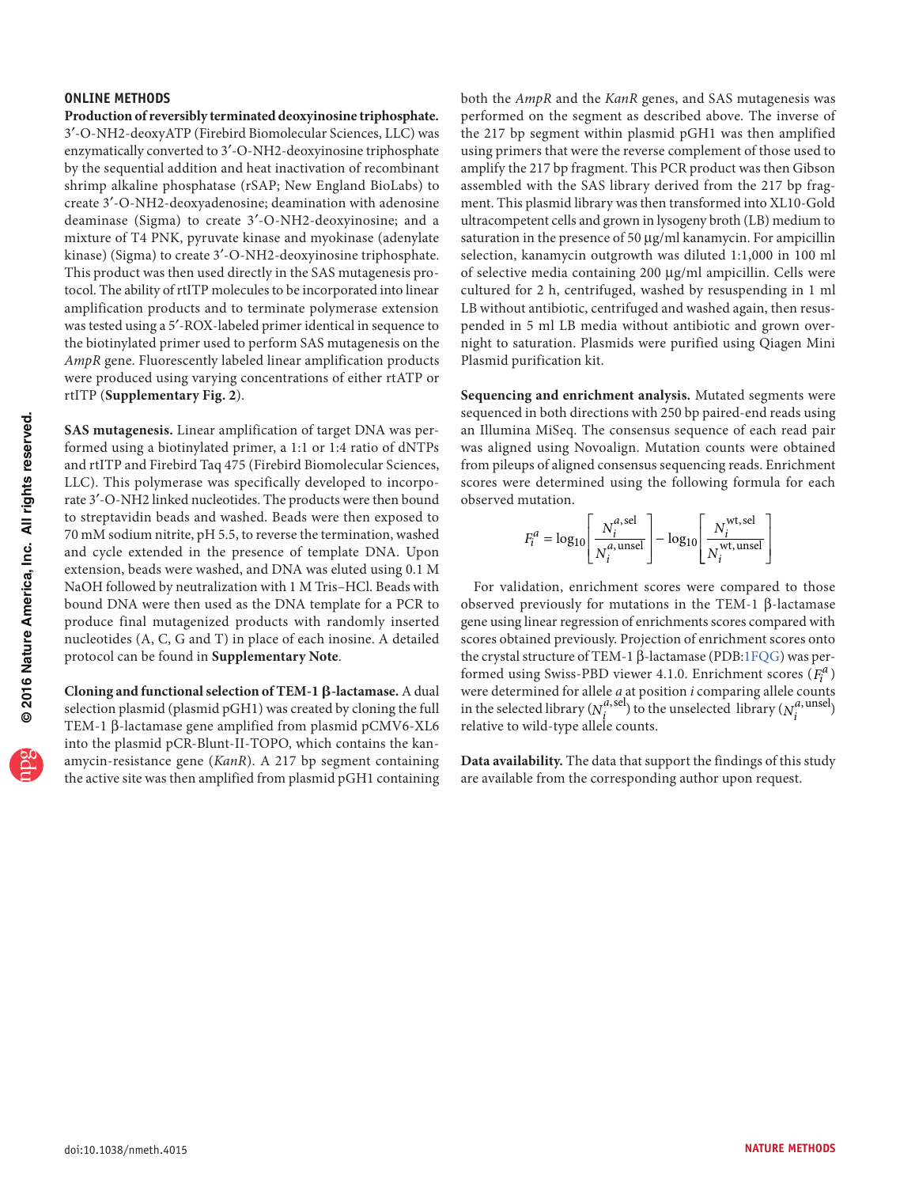## ONLINE METHODS

**Production of reversibly terminated deoxyinosine triphosphate.** 3′-O-NH2-deoxyATP (Firebird Biomolecular Sciences, LLC) was enzymatically converted to 3′-O-NH2-deoxyinosine triphosphate by the sequential addition and heat inactivation of recombinant shrimp alkaline phosphatase (rSAP; New England BioLabs) to create 3′-O-NH2-deoxyadenosine; deamination with adenosine deaminase (Sigma) to create 3′-O-NH2-deoxyinosine; and a mixture of T4 PNK, pyruvate kinase and myokinase (adenylate kinase) (Sigma) to create 3′-O-NH2-deoxyinosine triphosphate. This product was then used directly in the SAS mutagenesis protocol. The ability of rtITP molecules to be incorporated into linear amplification products and to terminate polymerase extension was tested using a 5′-ROX-labeled primer identical in sequence to the biotinylated primer used to perform SAS mutagenesis on the *AmpR* gene. Fluorescently labeled linear amplification products were produced using varying concentrations of either rtATP or rtITP (**Supplementary Fig. 2**).

**SAS mutagenesis.** Linear amplification of target DNA was performed using a biotinylated primer, a 1:1 or 1:4 ratio of dNTPs and rtITP and Firebird Taq 475 (Firebird Biomolecular Sciences, LLC). This polymerase was specifically developed to incorporate 3′-O-NH2 linked nucleotides. The products were then bound to streptavidin beads and washed. Beads were then exposed to 70 mM sodium nitrite, pH 5.5, to reverse the termination, washed and cycle extended in the presence of template DNA. Upon extension, beads were washed, and DNA was eluted using 0.1 M NaOH followed by neutralization with 1 M Tris–HCl. Beads with bound DNA were then used as the DNA template for a PCR to produce final mutagenized products with randomly inserted nucleotides (A, C, G and T) in place of each inosine. A detailed protocol can be found in **Supplementary Note**.

**Cloning and functional selection of TEM-1 β-lactamase.** A dual selection plasmid (plasmid pGH1) was created by cloning the full TEM-1 β-lactamase gene amplified from plasmid pCMV6-XL6 into the plasmid pCR-Blunt-II-TOPO, which contains the kanamycin-resistance gene (*KanR*). A 217 bp segment containing the active site was then amplified from plasmid pGH1 containing both the *AmpR* and the *KanR* genes, and SAS mutagenesis was performed on the segment as described above. The inverse of the 217 bp segment within plasmid pGH1 was then amplified using primers that were the reverse complement of those used to amplify the 217 bp fragment. This PCR product was then Gibson assembled with the SAS library derived from the 217 bp fragment. This plasmid library was then transformed into XL10-Gold ultracompetent cells and grown in lysogeny broth (LB) medium to saturation in the presence of 50 μg/ml kanamycin. For ampicillin selection, kanamycin outgrowth was diluted 1:1,000 in 100 ml of selective media containing 200 μg/ml ampicillin. Cells were cultured for 2 h, centrifuged, washed by resuspending in 1 ml LB without antibiotic, centrifuged and washed again, then resuspended in 5 ml LB media without antibiotic and grown overnight to saturation. Plasmids were purified using Qiagen Mini Plasmid purification kit.

**Sequencing and enrichment analysis.** Mutated segments were sequenced in both directions with 250 bp paired-end reads using an Illumina MiSeq. The consensus sequence of each read pair was aligned using Novoalign. Mutation counts were obtained from pileups of aligned consensus sequencing reads. Enrichment scores were determined using the following formula for each observed mutation.

$$F_i^a = \log_{10}\left[\frac{N_i^{a,\mathrm{sel}}}{N_i^{a,\mathrm{unsel}}}\right] - \log_{10}\left[\frac{N_i^{\mathrm{wt,sel}}}{N_i^{\mathrm{wt,unsel}}}\right]$$

For validation, enrichment scores were compared to those observed previously for mutations in the TEM-1 β-lactamase gene using linear regression of enrichments scores compared with scores obtained previously. Projection of enrichment scores onto the crystal structure of TEM-1 β-lactamase (PDB:1FQG) was performed using Swiss-PBD viewer 4.1.0. Enrichment scores ($F_i^a$) were determined for allele *a* at position *i* comparing allele counts in the selected library ($N_i^{a,\mathrm{sel}}$) to the unselected library ($N_i^{a,\mathrm{unsel}}$) relative to wild-type allele counts.

**Data availability.** The data that support the findings of this study are available from the corresponding author upon request.